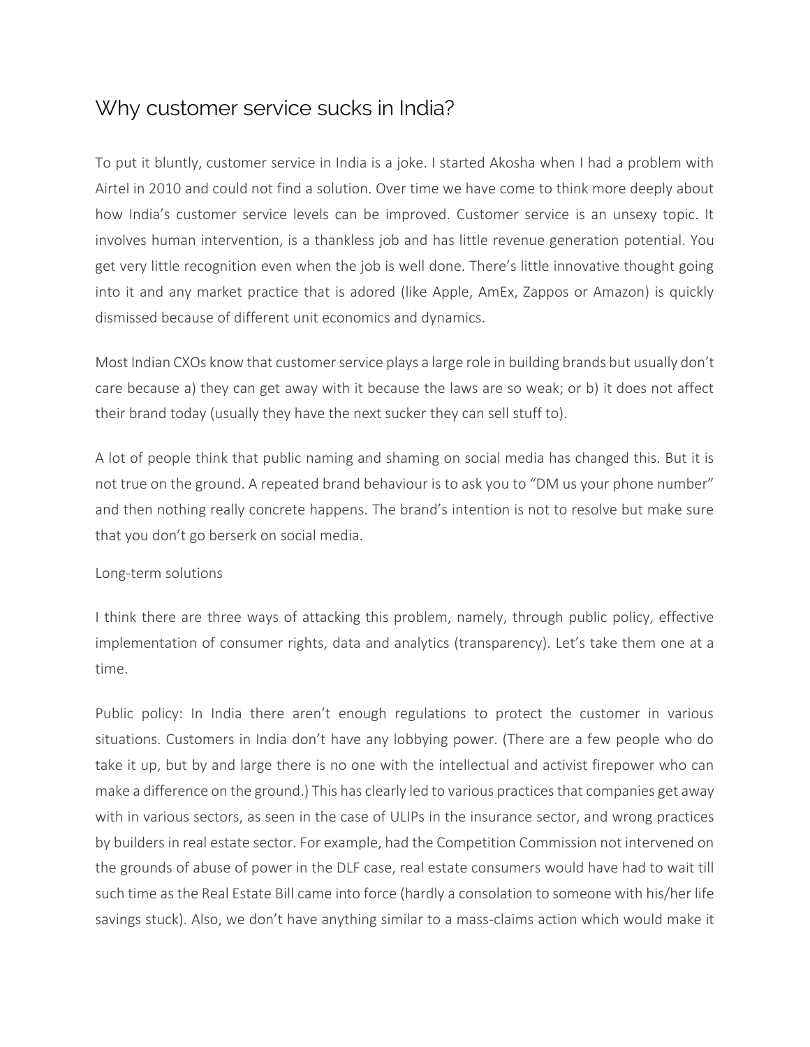# Why customer service sucks in India?

To put it bluntly, customer service in India is a joke. I started Akosha when I had a problem with Airtel in 2010 and could not find a solution. Over time we have come to think more deeply about how India's customer service levels can be improved. Customer service is an unsexy topic. It involves human intervention, is a thankless job and has little revenue generation potential. You get very little recognition even when the job is well done. There's little innovative thought going into it and any market practice that is adored (like Apple, AmEx, Zappos or Amazon) is quickly dismissed because of different unit economics and dynamics.

Most Indian CXOs know that customer service plays a large role in building brands but usually don't care because a) they can get away with it because the laws are so weak; or b) it does not affect their brand today (usually they have the next sucker they can sell stuff to).

A lot of people think that public naming and shaming on social media has changed this. But it is not true on the ground. A repeated brand behaviour is to ask you to "DM us your phone number" and then nothing really concrete happens. The brand's intention is not to resolve but make sure that you don't go berserk on social media.

## Long-term solutions

I think there are three ways of attacking this problem, namely, through public policy, effective implementation of consumer rights, data and analytics (transparency). Let's take them one at a time.

Public policy: In India there aren't enough regulations to protect the customer in various situations. Customers in India don't have any lobbying power. (There are a few people who do take it up, but by and large there is no one with the intellectual and activist firepower who can make a difference on the ground.) This has clearly led to various practices that companies get away with in various sectors, as seen in the case of ULIPs in the insurance sector, and wrong practices by builders in real estate sector. For example, had the Competition Commission not intervened on the grounds of abuse of power in the DLF case, real estate consumers would have had to wait till such time as the Real Estate Bill came into force (hardly a consolation to someone with his/her life savings stuck). Also, we don't have anything similar to a mass-claims action which would make it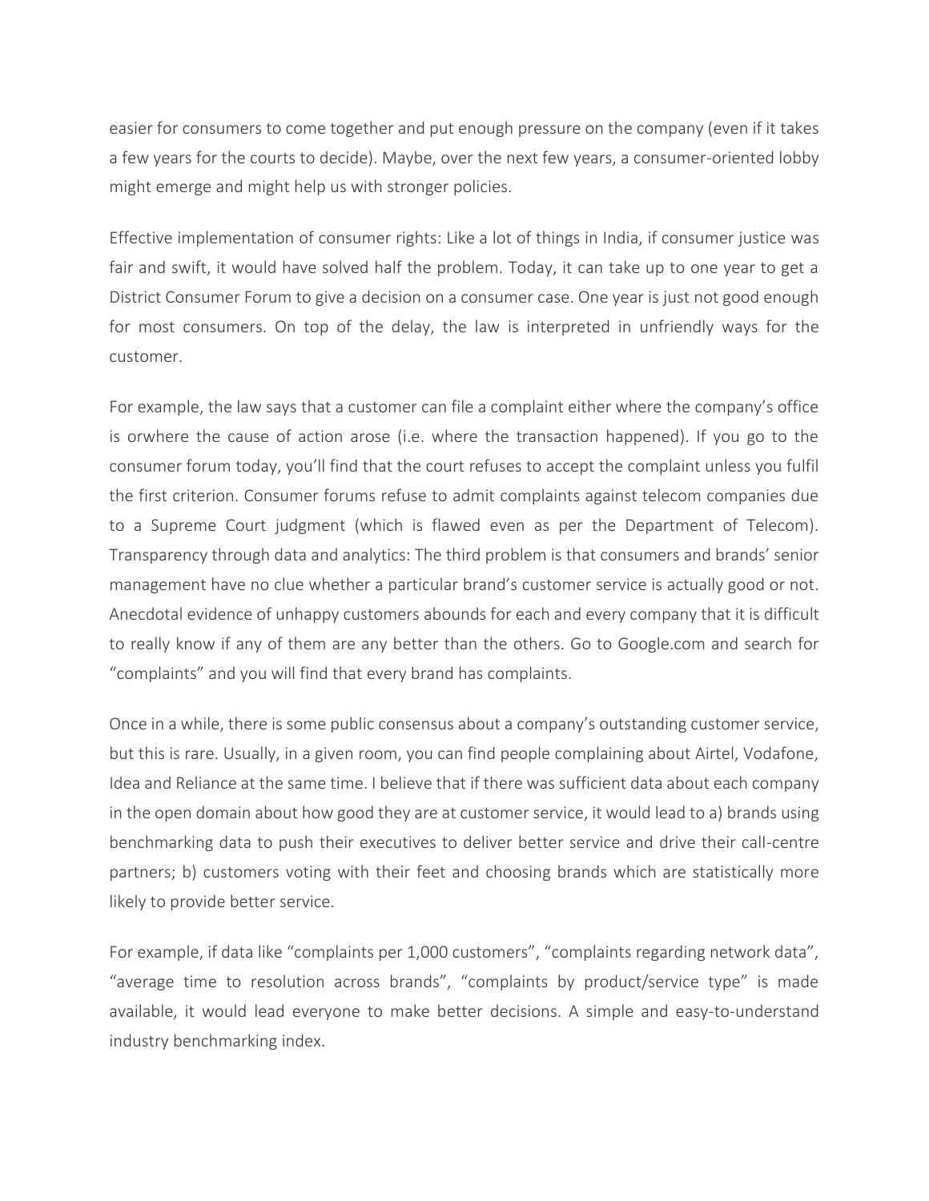easier for consumers to come together and put enough pressure on the company (even if it takes a few years for the courts to decide). Maybe, over the next few years, a consumer-oriented lobby might emerge and might help us with stronger policies.

Effective implementation of consumer rights: Like a lot of things in India, if consumer justice was fair and swift, it would have solved half the problem. Today, it can take up to one year to get a District Consumer Forum to give a decision on a consumer case. One year is just not good enough for most consumers. On top of the delay, the law is interpreted in unfriendly ways for the customer.

For example, the law says that a customer can file a complaint either where the company's office is orwhere the cause of action arose (i.e. where the transaction happened). If you go to the consumer forum today, you'll find that the court refuses to accept the complaint unless you fulfil the first criterion. Consumer forums refuse to admit complaints against telecom companies due to a Supreme Court judgment (which is flawed even as per the Department of Telecom). Transparency through data and analytics: The third problem is that consumers and brands' senior management have no clue whether a particular brand's customer service is actually good or not. Anecdotal evidence of unhappy customers abounds for each and every company that it is difficult to really know if any of them are any better than the others. Go to Google.com and search for "complaints" and you will find that every brand has complaints.

Once in a while, there is some public consensus about a company's outstanding customer service, but this is rare. Usually, in a given room, you can find people complaining about Airtel, Vodafone, Idea and Reliance at the same time. I believe that if there was sufficient data about each company in the open domain about how good they are at customer service, it would lead to a) brands using benchmarking data to push their executives to deliver better service and drive their call-centre partners; b) customers voting with their feet and choosing brands which are statistically more likely to provide better service.

For example, if data like "complaints per 1,000 customers", "complaints regarding network data", "average time to resolution across brands", "complaints by product/service type" is made available, it would lead everyone to make better decisions. A simple and easy-to-understand industry benchmarking index.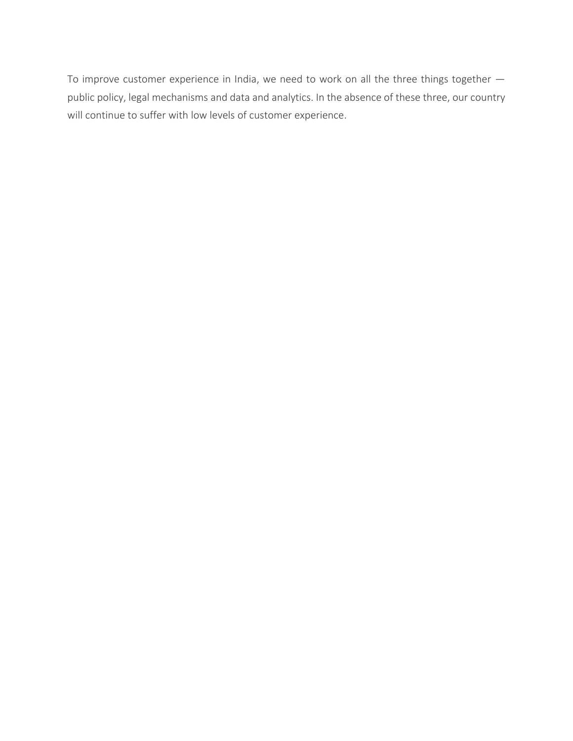To improve customer experience in India, we need to work on all the three things together — public policy, legal mechanisms and data and analytics. In the absence of these three, our country will continue to suffer with low levels of customer experience.